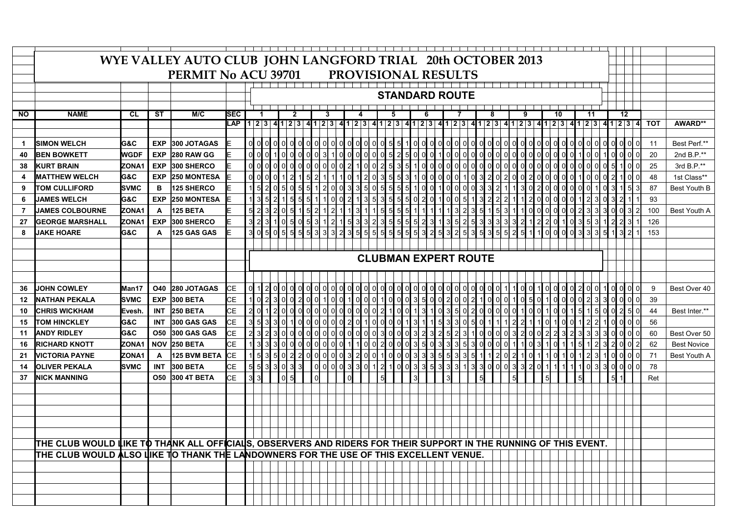# WYE VALLEY AUTO CLUB JOHN LANGFORD TRIAL 20th OCTOBER 2013

## PERMIT No ACU 39701 PROVISIONAL RESULTS

### STANDARD ROUTE

| NO | NAME | CL | ST | M/C | SEC | 1 | | | | 2 | | | | 3 | | | | 4 | | | | 5 | | | | 6 | | | | 7 | | | | 8 | | | | 9 | | | | 10 | | | | 11 | | | | 12 | | | | TOT | AWARD** |
|---|---|---|---|---|---|---|---|---|---|---|---|---|---|---|---|---|---|---|---|---|---|---|---|---|---|---|---|---|---|---|---|---|---|---|---|---|---|---|---|---|---|---|---|---|---|---|---|---|---|---|---|---|---|---|---|
| | | | | | LAP | 1 | 2 | 3 | 4 | 1 | 2 | 3 | 4 | 1 | 2 | 3 | 4 | 1 | 2 | 3 | 4 | 1 | 2 | 3 | 4 | 1 | 2 | 3 | 4 | 1 | 2 | 3 | 4 | 1 | 2 | 3 | 4 | 1 | 2 | 3 | 4 | 1 | 2 | 3 | 4 | 1 | 2 | 3 | 4 | 1 | 2 | 3 | 4 | TOT | AWARD** |
| 1 | SIMON WELCH | G&C | EXP | 300 JOTAGAS | E | 0 | 0 | 0 | 0 | 0 | 0 | 0 | 0 | 0 | 0 | 0 | 0 | 0 | 0 | 0 | 0 | 0 | 0 | 5 | 5 | 1 | 0 | 0 | 0 | 0 | 0 | 0 | 0 | 0 | 0 | 0 | 0 | 0 | 0 | 0 | 0 | 0 | 0 | 0 | 0 | 0 | 0 | 0 | 0 | 0 | 0 | 0 | 0 | 11 | Best Perf.** |
| 40 | BEN BOWKETT | WGDF | EXP | 280 RAW GG | E | 0 | 0 | 0 | 1 | 0 | 0 | 0 | 0 | 0 | 3 | 1 | 0 | 0 | 0 | 0 | 0 | 0 | 0 | 5 | 2 | 5 | 0 | 0 | 0 | 1 | 0 | 0 | 0 | 0 | 0 | 0 | 0 | 0 | 0 | 0 | 0 | 0 | 0 | 0 | 0 | 1 | 0 | 0 | 1 | 0 | 0 | 0 | 0 | 20 | 2nd B.P.** |
| 38 | KURT BRAIN | ZONA1 | EXP | 300 SHERCO | E | 0 | 0 | 0 | 0 | 0 | 0 | 0 | 0 | 0 | 0 | 0 | 0 | 2 | 1 | 0 | 0 | 2 | 5 | 3 | 5 | 1 | 0 | 0 | 0 | 0 | 0 | 0 | 0 | 0 | 0 | 0 | 0 | 0 | 0 | 0 | 0 | 0 | 0 | 0 | 0 | 0 | 0 | 0 | 0 | 5 | 1 | 0 | 0 | 25 | 3rd B.P.** |
| 4 | MATTHEW WELCH | G&C | EXP | 250 MONTESA | E | 0 | 0 | 0 | 0 | 1 | 2 | 1 | 5 | 2 | 1 | 1 | 1 | 0 | 1 | 2 | 0 | 3 | 5 | 5 | 3 | 1 | 0 | 0 | 0 | 0 | 0 | 1 | 0 | 3 | 2 | 0 | 2 | 0 | 0 | 2 | 0 | 0 | 0 | 0 | 0 | 1 | 0 | 0 | 0 | 2 | 1 | 0 | 0 | 48 | 1st Class** |
| 9 | TOM CULLIFORD | SVMC | B | 125 SHERCO | E | 1 | 5 | 2 | 0 | 5 | 0 | 5 | 5 | 1 | 2 | 0 | 0 | 3 | 3 | 5 | 0 | 5 | 5 | 5 | 5 | 1 | 0 | 0 | 1 | 0 | 0 | 0 | 0 | 3 | 3 | 2 | 1 | 1 | 3 | 0 | 2 | 0 | 0 | 0 | 0 | 0 | 0 | 1 | 0 | 3 | 1 | 5 | 3 | 87 | Best Youth B |
| 6 | JAMES WELCH | G&C | EXP | 250 MONTESA | E | 1 | 3 | 5 | 2 | 1 | 5 | 5 | 5 | 1 | 1 | 0 | 0 | 2 | 1 | 3 | 5 | 3 | 5 | 5 | 5 | 0 | 2 | 0 | 1 | 0 | 0 | 5 | 1 | 3 | 2 | 2 | 2 | 1 | 1 | 2 | 0 | 0 | 0 | 0 | 0 | 1 | 2 | 3 | 0 | 3 | 2 | 1 | 1 | 93 | |
| 7 | JAMES COLBOURNE | ZONA1 | A | 125 BETA | E | 5 | 2 | 3 | 2 | 0 | 5 | 1 | 5 | 2 | 1 | 2 | 1 | 1 | 3 | 1 | 1 | 5 | 5 | 5 | 5 | 1 | 1 | 1 | 1 | 1 | 3 | 2 | 3 | 5 | 1 | 5 | 3 | 1 | 1 | 0 | 0 | 0 | 0 | 0 | 0 | 2 | 3 | 3 | 3 | 0 | 0 | 3 | 2 | 100 | Best Youth A |
| 27 | GEORGE MARSHALL | ZONA1 | EXP | 300 SHERCO | E | 3 | 2 | 3 | 1 | 0 | 5 | 0 | 5 | 3 | 1 | 2 | 1 | 5 | 3 | 3 | 2 | 3 | 5 | 5 | 5 | 5 | 2 | 3 | 1 | 3 | 5 | 2 | 5 | 3 | 3 | 3 | 3 | 3 | 2 | 1 | 2 | 2 | 0 | 1 | 0 | 3 | 5 | 3 | 1 | 2 | 2 | 3 | 1 | 126 | |
| 8 | JAKE HOARE | G&C | A | 125 GAS GAS | E | 3 | 0 | 5 | 0 | 5 | 5 | 5 | 5 | 3 | 3 | 3 | 2 | 3 | 5 | 5 | 5 | 5 | 5 | 5 | 5 | 5 | 3 | 2 | 5 | 3 | 2 | 5 | 3 | 5 | 3 | 5 | 5 | 2 | 5 | 1 | 1 | 0 | 0 | 0 | 0 | 3 | 3 | 3 | 5 | 1 | 3 | 2 | 1 | 153 | |
| | **CLUBMAN EXPERT ROUTE** | | | | | | | | | | | | | | | | | | | | | | | | | | | | | | | | | | | | | | | | | | | | | | | | | | | | | | |
| 36 | JOHN COWLEY | Man17 | O40 | 280 JOTAGAS | CE | 0 | 1 | 2 | 0 | 0 | 0 | 0 | 0 | 0 | 0 | 0 | 0 | 0 | 0 | 0 | 0 | 0 | 0 | 0 | 0 | 0 | 0 | 0 | 0 | 0 | 0 | 0 | 0 | 0 | 0 | 0 | 1 | 1 | 0 | 0 | 1 | 0 | 0 | 0 | 0 | 2 | 0 | 0 | 1 | 0 | 0 | 0 | 0 | 9 | Best Over 40 |
| 12 | NATHAN PEKALA | SVMC | EXP | 300 BETA | CE | 1 | 0 | 2 | 3 | 0 | 0 | 2 | 0 | 1 | 0 | 0 | 1 | 0 | 0 | 0 | 1 | 0 | 0 | 0 | 3 | 5 | 0 | 0 | 2 | 0 | 0 | 2 | 1 | 0 | 0 | 0 | 1 | 0 | 5 | 0 | 1 | 0 | 0 | 0 | 0 | 2 | 3 | 3 | 0 | 0 | 0 | 0 | 0 | 39 | |
| 10 | CHRIS WICKHAM | Evesh. | INT | 250 BETA | CE | 2 | 0 | 1 | 2 | 0 | 0 | 0 | 0 | 0 | 0 | 0 | 0 | 0 | 0 | 0 | 0 | 0 | 0 | 2 | 1 | 0 | 0 | 1 | 3 | 1 | 0 | 3 | 5 | 0 | 2 | 0 | 0 | 0 | 1 | 0 | 0 | 1 | 0 | 0 | 1 | 5 | 1 | 5 | 0 | 0 | 2 | 5 | 0 | 44 | Best Inter.** |
| 15 | TOM HINCKLEY | G&C | INT | 300 GAS GAS | CE | 3 | 5 | 3 | 3 | 0 | 1 | 0 | 0 | 0 | 0 | 0 | 0 | 2 | 0 | 1 | 0 | 0 | 0 | 0 | 1 | 3 | 1 | 1 | 5 | 3 | 3 | 0 | 5 | 0 | 1 | 1 | 1 | 2 | 2 | 1 | 1 | 0 | 1 | 0 | 0 | 1 | 2 | 2 | 1 | 0 | 0 | 0 | 0 | 56 | |
| 11 | ANDY RIDLEY | G&C | O50 | 300 GAS GAS | CE | 2 | 3 | 2 | 3 | 0 | 0 | 0 | 0 | 0 | 0 | 0 | 0 | 0 | 0 | 0 | 0 | 0 | 0 | 3 | 0 | 0 | 0 | 3 | 2 | 3 | 2 | 5 | 2 | 3 | 1 | 0 | 0 | 0 | 0 | 3 | 2 | 0 | 0 | 2 | 2 | 3 | 2 | 3 | 3 | 3 | 3 | 0 | 0 | 60 | Best Over 50 |
| 16 | RICHARD KNOTT | ZONA1 | NOV | 250 BETA | CE | 1 | 3 | 3 | 3 | 0 | 0 | 0 | 0 | 0 | 0 | 0 | 0 | 0 | 1 | 1 | 0 | 0 | 2 | 0 | 0 | 0 | 3 | 5 | 0 | 3 | 3 | 3 | 5 | 3 | 0 | 0 | 0 | 1 | 1 | 0 | 3 | 1 | 0 | 1 | 1 | 5 | 1 | 2 | 3 | 2 | 0 | 0 | 2 | 62 | Best Novice |
| 21 | VICTORIA PAYNE | ZONA1 | A | 125 BVM BETA | CE | 1 | 5 | 3 | 5 | 0 | 2 | 2 | 0 | 0 | 0 | 0 | 0 | 3 | 2 | 0 | 0 | 1 | 0 | 0 | 0 | 3 | 3 | 3 | 5 | 5 | 3 | 3 | 5 | 1 | 1 | 2 | 0 | 2 | 1 | 0 | 1 | 1 | 0 | 1 | 0 | 1 | 2 | 3 | 1 | 0 | 0 | 0 | 0 | 71 | Best Youth A |
| 14 | OLIVER PEKALA | SVMC | INT | 300 BETA | CE | 5 | 5 | 3 | 3 | 0 | 3 | 3 | | 0 | 0 | 0 | 0 | 3 | 3 | 0 | 1 | 2 | 1 | 0 | 0 | 3 | 3 | 5 | 3 | 3 | 3 | 1 | 3 | 3 | 0 | 0 | 0 | 3 | 3 | 2 | 0 | 1 | 1 | 1 | 1 | 1 | 0 | 3 | 3 | 0 | 0 | 0 | 0 | 78 | |
| 37 | NICK MANNING | | O50 | 300 4T BETA | CE | 3 | 3 | | | 0 | 5 | | | 0 | | | | 0 | | | | 5 | | | | 3 | | | | 3 | | | | 5 | | | | 5 | | | | 5 | | | | 5 | | | | 5 | 1 | | | Ret | |

THE CLUB WOULD LIKE TO THANK ALL OFFICIALS, OBSERVERS AND RIDERS FOR THEIR SUPPORT IN THE RUNNING OF THIS EVENT.

THE CLUB WOULD ALSO LIKE TO THANK THE LANDOWNERS FOR THE USE OF THIS EXCELLENT VENUE.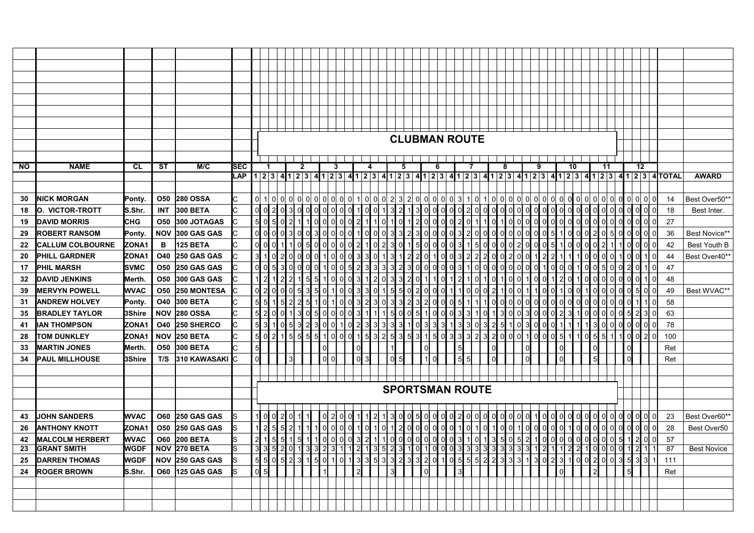## CLUBMAN ROUTE

| NO | NAME | CL | ST | M/C | SEC | 1 | | | | 2 | | | | 3 | | | | 4 | | | | 5 | | | | 6 | | | | 7 | | | | 8 | | | | 9 | | | | 10 | | | | 11 | | | | 12 | | | | | |
|---|---|---|---|---|---|---|---|---|---|---|---|---|---|---|---|---|---|---|---|---|---|---|---|---|---|---|---|---|---|---|---|---|---|---|---|---|---|---|---|---|---|---|---|---|---|---|---|---|---|---|---|---|---|---|---|
| | | | | | LAP | 1 | 2 | 3 | 4 | 1 | 2 | 3 | 4 | 1 | 2 | 3 | 4 | 1 | 2 | 3 | 4 | 1 | 2 | 3 | 4 | 1 | 2 | 3 | 4 | 1 | 2 | 3 | 4 | 1 | 2 | 3 | 4 | 1 | 2 | 3 | 4 | 1 | 2 | 3 | 4 | 1 | 2 | 3 | 4 | 1 | 2 | 3 | 4 | TOTAL | AWARD |
| 30 | NICK MORGAN | Ponty. | O50 | 280 OSSA | C | 0 | 1 | 0 | 0 | 0 | 0 | 0 | 0 | 0 | 0 | 0 | 0 | 0 | 0 | 1 | 0 | 0 | 0 | 2 | 3 | 2 | 0 | 0 | 0 | 0 | 0 | 3 | 1 | 0 | 1 | 0 | 0 | 0 | 0 | 0 | 0 | 0 | 0 | 0 | 0 | 0 | 0 | 0 | 0 | 0 | 0 | 0 | 0 | 14 | Best Over50** |
| 18 | O. VICTOR-TROTT | S.Shr. | INT | 300 BETA | C | 0 | 0 | 2 | 0 | 3 | 0 | 0 | 0 | 0 | 0 | 0 | 0 | 0 | 1 | 0 | 0 | 1 | 3 | 2 | 1 | 3 | 0 | 0 | 0 | 0 | 0 | 2 | 0 | 0 | 0 | 0 | 0 | 0 | 0 | 0 | 0 | 0 | 0 | 0 | 0 | 0 | 0 | 0 | 0 | 0 | 0 | 0 | 0 | 18 | Best Inter. |
| 19 | DAVID MORRIS | CHG | O50 | 300 JOTAGAS | C | 5 | 0 | 5 | 0 | 2 | 1 | 1 | 0 | 0 | 0 | 0 | 0 | 2 | 1 | 1 | 0 | 1 | 0 | 1 | 2 | 0 | 0 | 0 | 0 | 2 | 0 | 1 | 1 | 0 | 1 | 0 | 0 | 0 | 0 | 0 | 0 | 0 | 0 | 0 | 0 | 0 | 0 | 0 | 0 | 0 | 0 | 0 | 0 | 27 | |
| 29 | ROBERT RANSOM | Ponty. | NOV | 300 GAS GAS | C | 0 | 0 | 0 | 0 | 3 | 0 | 0 | 3 | 0 | 0 | 0 | 0 | 1 | 0 | 0 | 0 | 3 | 3 | 2 | 3 | 0 | 0 | 0 | 0 | 3 | 2 | 0 | 0 | 0 | 0 | 0 | 0 | 0 | 0 | 0 | 0 | 5 | 1 | 0 | 0 | 0 | 2 | 0 | 5 | 0 | 0 | 0 | 0 | 36 | Best Novice** |
| 22 | CALLUM COLBOURNE | ZONA1 | B | 125 BETA | C | 0 | 0 | 0 | 1 | 1 | 0 | 5 | 0 | 0 | 0 | 0 | 0 | 2 | 1 | 0 | 2 | 3 | 0 | 1 | 5 | 0 | 0 | 0 | 0 | 3 | 1 | 5 | 0 | 0 | 0 | 0 | 2 | 0 | 0 | 0 | 5 | 1 | 0 | 0 | 0 | 0 | 2 | 1 | 1 | 0 | 0 | 0 | 0 | 42 | Best Youth B |
| 20 | PHILL GARDNER | ZONA1 | O40 | 250 GAS GAS | C | 3 | 1 | 0 | 2 | 0 | 0 | 0 | 0 | 1 | 0 | 0 | 0 | 3 | 3 | 0 | 1 | 3 | 1 | 2 | 2 | 0 | 1 | 0 | 0 | 3 | 2 | 2 | 2 | 0 | 0 | 2 | 0 | 0 | 1 | 2 | 2 | 1 | 1 | 1 | 0 | 0 | 0 | 0 | 1 | 0 | 0 | 1 | 0 | 44 | Best Over40** |
| 17 | PHIL MARSH | SVMC | O50 | 250 GAS GAS | C | 0 | 0 | 5 | 3 | 0 | 0 | 0 | 0 | 1 | 0 | 0 | 5 | 2 | 3 | 3 | 3 | 3 | 2 | 3 | 0 | 0 | 0 | 0 | 0 | 3 | 1 | 0 | 0 | 0 | 0 | 0 | 0 | 0 | 0 | 1 | 0 | 0 | 0 | 1 | 0 | 0 | 5 | 0 | 0 | 2 | 0 | 1 | 0 | 47 | |
| 32 | DAVID JENKINS | Merth. | O50 | 300 GAS GAS | C | 1 | 2 | 1 | 2 | 2 | 1 | 5 | 5 | 1 | 0 | 0 | 0 | 3 | 1 | 2 | 0 | 3 | 3 | 2 | 0 | 1 | 1 | 0 | 1 | 2 | 1 | 0 | 1 | 0 | 1 | 0 | 0 | 1 | 0 | 0 | 1 | 2 | 0 | 1 | 0 | 0 | 0 | 0 | 0 | 0 | 0 | 1 | 0 | 48 | |
| 39 | MERVYN POWELL | WVAC | O50 | 250 MONTESA | C | 0 | 2 | 0 | 0 | 0 | 5 | 3 | 5 | 0 | 1 | 0 | 0 | 3 | 3 | 0 | 1 | 5 | 5 | 0 | 2 | 0 | 0 | 0 | 1 | 1 | 0 | 0 | 0 | 2 | 1 | 0 | 0 | 1 | 1 | 0 | 0 | 1 | 0 | 0 | 1 | 0 | 0 | 0 | 0 | 0 | 5 | 0 | 0 | 49 | Best WVAC** |
| 31 | ANDREW HOLVEY | Ponty. | O40 | 300 BETA | C | 5 | 5 | 1 | 5 | 2 | 2 | 5 | 1 | 0 | 1 | 0 | 0 | 3 | 2 | 3 | 0 | 3 | 3 | 2 | 3 | 2 | 0 | 0 | 0 | 5 | 1 | 1 | 1 | 0 | 0 | 0 | 0 | 0 | 0 | 0 | 0 | 0 | 0 | 0 | 0 | 0 | 0 | 0 | 0 | 0 | 1 | 1 | 0 | 58 | |
| 35 | BRADLEY TAYLOR | 3Shire | NOV | 280 OSSA | C | 5 | 2 | 0 | 0 | 1 | 3 | 0 | 5 | 0 | 0 | 0 | 0 | 3 | 1 | 1 | 1 | 5 | 0 | 0 | 5 | 1 | 0 | 0 | 0 | 3 | 3 | 1 | 0 | 1 | 3 | 0 | 0 | 3 | 0 | 0 | 0 | 2 | 3 | 1 | 0 | 0 | 0 | 0 | 0 | 5 | 2 | 3 | 0 | 63 | |
| 41 | IAN THOMPSON | ZONA1 | O40 | 250 SHERCO | C | 5 | 3 | 1 | 0 | 5 | 3 | 2 | 3 | 0 | 0 | 1 | 0 | 2 | 3 | 3 | 3 | 3 | 3 | 1 | 0 | 3 | 3 | 3 | 1 | 3 | 3 | 0 | 3 | 2 | 5 | 1 | 0 | 3 | 0 | 0 | 0 | 1 | 1 | 1 | 1 | 3 | 0 | 0 | 0 | 0 | 0 | 0 | 0 | 78 | |
| 28 | TOM DUNKLEY | ZONA1 | NOV | 250 BETA | C | 5 | 0 | 2 | 1 | 5 | 5 | 5 | 5 | 1 | 0 | 0 | 0 | 1 | 5 | 3 | 2 | 5 | 3 | 5 | 3 | 1 | 5 | 0 | 3 | 3 | 3 | 2 | 3 | 2 | 0 | 0 | 0 | 1 | 0 | 0 | 0 | 5 | 1 | 1 | 0 | 5 | 5 | 1 | 1 | 0 | 0 | 2 | 0 | 100 | |
| 33 | MARTIN JONES | Merth. | O50 | 300 BETA | C | 5 | | | | | | | 0 | | | 0 | | | | | | | 1 | | | | | 0 | | 5 | | | | 0 | | | | 0 | | | | 0 | | | | 0 | | | | | 0 | | | Ret | |
| 34 | PAUL MILLHOUSE | 3Shire | T/S | 310 KAWASAKI | C | 0 | | | | 3 | | | | | 0 | 0 | | 0 | 3 | | | | 0 | 5 | | | 1 | 0 | | 5 | 5 | | | 0 | | | | 0 | | | | 0 | | | | 5 | | | | | 0 | | | Ret | |
| | SPORTSMAN ROUTE | | | | | | | | | | | | | | | | | | | | | | | | | | | | | | | | | | | | | | | | | | | | | | | | | | | | | | |
| 43 | JOHN SANDERS | WVAC | O60 | 250 GAS GAS | S | 1 | 0 | 0 | 2 | 0 | 1 | 1 | | 0 | 2 | 0 | 0 | 1 | 1 | 2 | 1 | 3 | 0 | 0 | 5 | 0 | 0 | 0 | 0 | 2 | 0 | 0 | 0 | 0 | 0 | 0 | 0 | 0 | 1 | 0 | 0 | 0 | 0 | 0 | 0 | 0 | 0 | 0 | 0 | 0 | 0 | 0 | 0 | 23 | Best Over60** |
| 26 | ANTHONY KNOTT | ZONA1 | O50 | 250 GAS GAS | S | 1 | 2 | 5 | 5 | 2 | 1 | 1 | 1 | 0 | 0 | 0 | 0 | 1 | 0 | 1 | 0 | 1 | 2 | 0 | 0 | 0 | 0 | 0 | 0 | 1 | 0 | 1 | 0 | 1 | 0 | 0 | 1 | 0 | 0 | 0 | 0 | 1 | 0 | 0 | 0 | 0 | 0 | 0 | 0 | 0 | 0 | 0 | 0 | 28 | Best Over50 |
| 42 | MALCOLM HERBERT | WVAC | O60 | 200 BETA | S | 2 | 1 | 5 | 5 | 1 | 5 | 1 | 1 | 0 | 0 | 0 | 0 | 3 | 2 | 1 | 1 | 0 | 0 | 0 | 0 | 0 | 0 | 0 | 0 | 3 | 1 | 0 | 1 | 3 | 5 | 0 | 5 | 2 | 1 | 0 | 0 | 0 | 0 | 0 | 0 | 0 | 0 | 0 | 5 | 1 | 2 | 0 | 0 | 57 | |
| 23 | GRANT SMITH | WGDF | NOV | 270 BETA | S | 3 | 3 | 5 | 2 | 0 | 1 | 3 | 3 | 2 | 3 | 1 | 1 | 2 | 1 | 3 | 5 | 2 | 3 | 1 | 0 | 1 | 0 | 0 | 0 | 3 | 3 | 3 | 3 | 3 | 3 | 3 | 3 | 3 | 1 | 2 | 1 | 1 | 2 | 2 | 1 | 0 | 0 | 0 | 0 | 1 | 2 | 1 | 1 | 87 | Best Novice |
| 25 | DARREN THOMAS | WGDF | NOV | 250 GAS GAS | S | 5 | 5 | 0 | 5 | 2 | 3 | 1 | 5 | 0 | 1 | 0 | 1 | 3 | 3 | 5 | 3 | 3 | 2 | 3 | 3 | 2 | 0 | 1 | 0 | 5 | 5 | 5 | 2 | 2 | 3 | 3 | 3 | 1 | 3 | 0 | 2 | 3 | 1 | 0 | 0 | 2 | 0 | 0 | 3 | 5 | 3 | 3 | 1 | 111 | |
| 24 | ROGER BROWN | S.Shr. | O60 | 125 GAS GAS | S | 0 | 5 | | | | | | | 1 | | | | 2 | | | | 3 | | | | 0 | | | | 3 | | | | | | | | | | | | 0 | | | | 2 | | | | 5 | | | | Ret | |